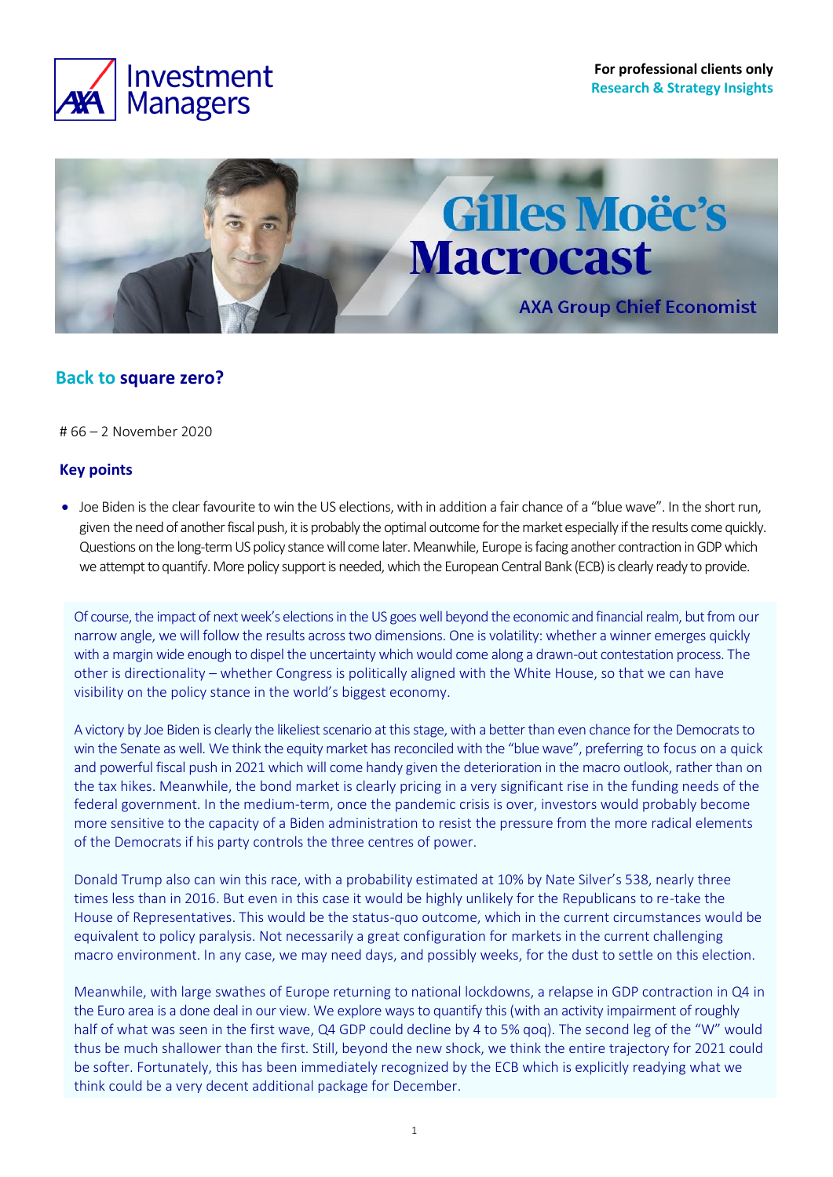For professional clients only
Research & Strategy Insights

# Gilles Moëc's Macrocast

AXA Group Chief Economist

## Back to square zero?

# 66 – 2 November 2020

### Key points

- Joe Biden is the clear favourite to win the US elections, with in addition a fair chance of a "blue wave". In the short run, given the need of another fiscal push, it is probably the optimal outcome for the market especially if the results come quickly. Questions on the long-term US policy stance will come later. Meanwhile, Europe is facing another contraction in GDP which we attempt to quantify. More policy support is needed, which the European Central Bank (ECB) is clearly ready to provide.

Of course, the impact of next week's elections in the US goes well beyond the economic and financial realm, but from our narrow angle, we will follow the results across two dimensions. One is volatility: whether a winner emerges quickly with a margin wide enough to dispel the uncertainty which would come along a drawn-out contestation process. The other is directionality – whether Congress is politically aligned with the White House, so that we can have visibility on the policy stance in the world's biggest economy.

A victory by Joe Biden is clearly the likeliest scenario at this stage, with a better than even chance for the Democrats to win the Senate as well. We think the equity market has reconciled with the "blue wave", preferring to focus on a quick and powerful fiscal push in 2021 which will come handy given the deterioration in the macro outlook, rather than on the tax hikes. Meanwhile, the bond market is clearly pricing in a very significant rise in the funding needs of the federal government. In the medium-term, once the pandemic crisis is over, investors would probably become more sensitive to the capacity of a Biden administration to resist the pressure from the more radical elements of the Democrats if his party controls the three centres of power.

Donald Trump also can win this race, with a probability estimated at 10% by Nate Silver's 538, nearly three times less than in 2016. But even in this case it would be highly unlikely for the Republicans to re-take the House of Representatives. This would be the status-quo outcome, which in the current circumstances would be equivalent to policy paralysis. Not necessarily a great configuration for markets in the current challenging macro environment. In any case, we may need days, and possibly weeks, for the dust to settle on this election.

Meanwhile, with large swathes of Europe returning to national lockdowns, a relapse in GDP contraction in Q4 in the Euro area is a done deal in our view. We explore ways to quantify this (with an activity impairment of roughly half of what was seen in the first wave, Q4 GDP could decline by 4 to 5% qoq). The second leg of the "W" would thus be much shallower than the first. Still, beyond the new shock, we think the entire trajectory for 2021 could be softer. Fortunately, this has been immediately recognized by the ECB which is explicitly readying what we think could be a very decent additional package for December.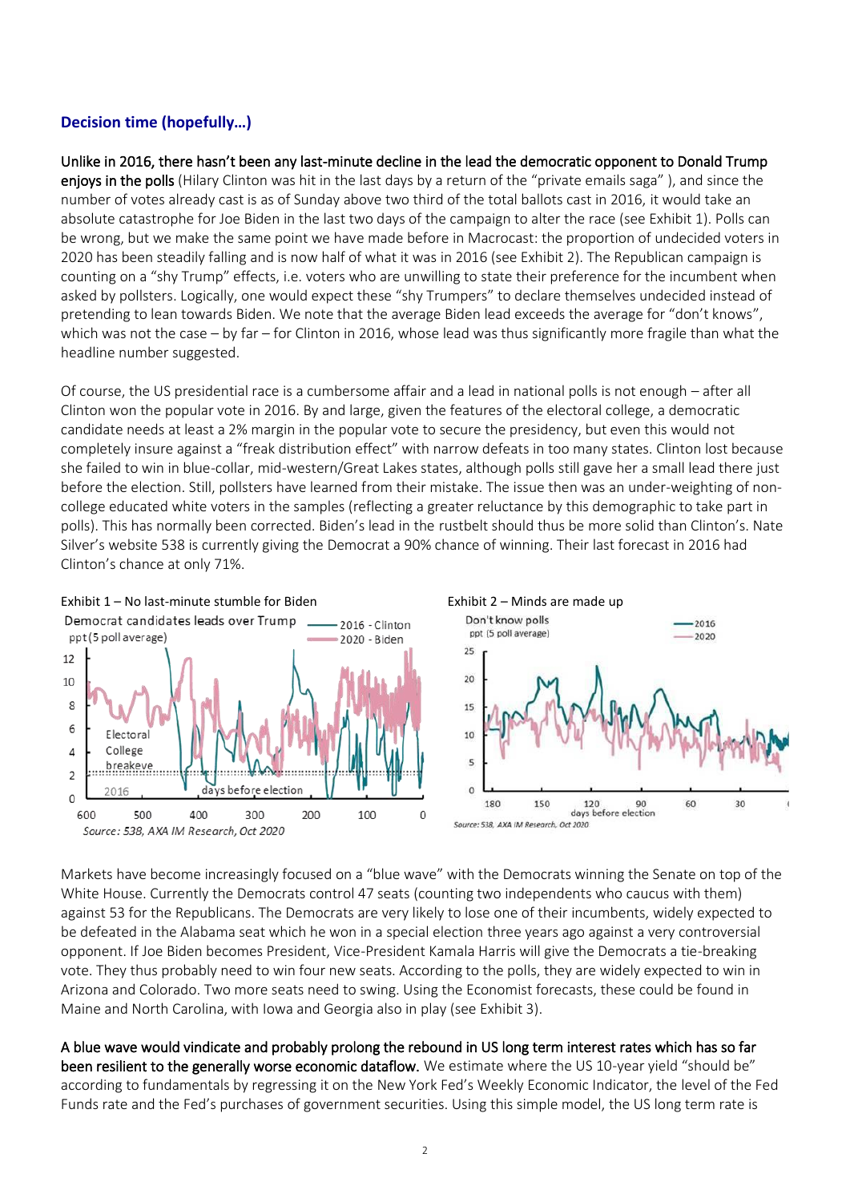### Decision time (hopefully…)

Unlike in 2016, there hasn't been any last-minute decline in the lead the democratic opponent to Donald Trump enjoys in the polls (Hilary Clinton was hit in the last days by a return of the "private emails saga" ), and since the number of votes already cast is as of Sunday above two third of the total ballots cast in 2016, it would take an absolute catastrophe for Joe Biden in the last two days of the campaign to alter the race (see Exhibit 1). Polls can be wrong, but we make the same point we have made before in Macrocast: the proportion of undecided voters in 2020 has been steadily falling and is now half of what it was in 2016 (see Exhibit 2). The Republican campaign is counting on a "shy Trump" effects, i.e. voters who are unwilling to state their preference for the incumbent when asked by pollsters. Logically, one would expect these "shy Trumpers" to declare themselves undecided instead of pretending to lean towards Biden. We note that the average Biden lead exceeds the average for "don't knows", which was not the case – by far – for Clinton in 2016, whose lead was thus significantly more fragile than what the headline number suggested.

Of course, the US presidential race is a cumbersome affair and a lead in national polls is not enough – after all Clinton won the popular vote in 2016. By and large, given the features of the electoral college, a democratic candidate needs at least a 2% margin in the popular vote to secure the presidency, but even this would not completely insure against a "freak distribution effect" with narrow defeats in too many states. Clinton lost because she failed to win in blue-collar, mid-western/Great Lakes states, although polls still gave her a small lead there just before the election. Still, pollsters have learned from their mistake. The issue then was an under-weighting of non-college educated white voters in the samples (reflecting a greater reluctance by this demographic to take part in polls). This has normally been corrected. Biden's lead in the rustbelt should thus be more solid than Clinton's. Nate Silver's website 538 is currently giving the Democrat a 90% chance of winning. Their last forecast in 2016 had Clinton's chance at only 71%.

Exhibit 1 – No last-minute stumble for Biden

Source: 538, AXA IM Research, Oct 2020

Exhibit 2 – Minds are made up

Source: 538, AXA IM Research, Oct 2020

Markets have become increasingly focused on a "blue wave" with the Democrats winning the Senate on top of the White House. Currently the Democrats control 47 seats (counting two independents who caucus with them) against 53 for the Republicans. The Democrats are very likely to lose one of their incumbents, widely expected to be defeated in the Alabama seat which he won in a special election three years ago against a very controversial opponent. If Joe Biden becomes President, Vice-President Kamala Harris will give the Democrats a tie-breaking vote. They thus probably need to win four new seats. According to the polls, they are widely expected to win in Arizona and Colorado. Two more seats need to swing. Using the Economist forecasts, these could be found in Maine and North Carolina, with Iowa and Georgia also in play (see Exhibit 3).

A blue wave would vindicate and probably prolong the rebound in US long term interest rates which has so far been resilient to the generally worse economic dataflow. We estimate where the US 10-year yield "should be" according to fundamentals by regressing it on the New York Fed's Weekly Economic Indicator, the level of the Fed Funds rate and the Fed's purchases of government securities. Using this simple model, the US long term rate is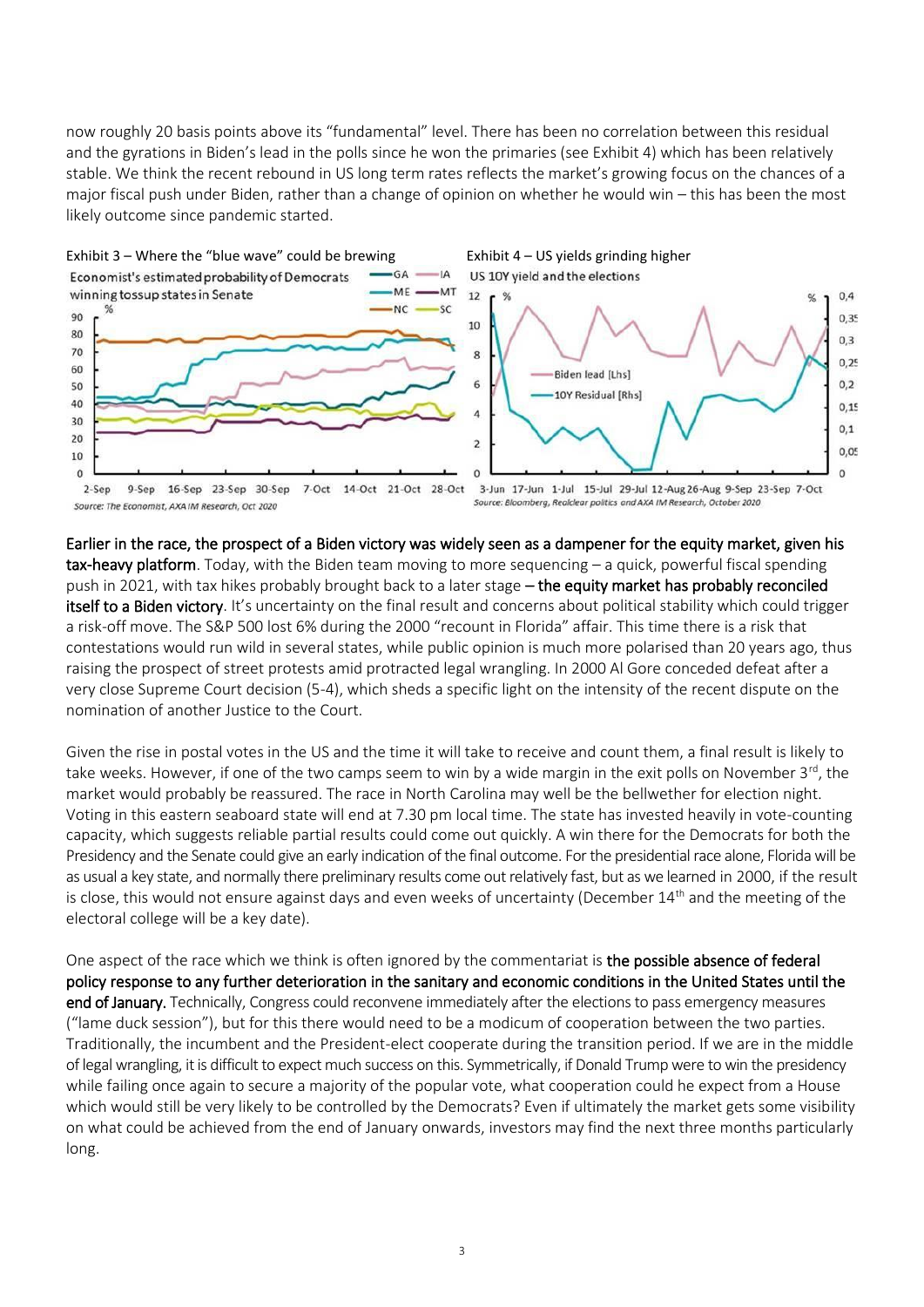now roughly 20 basis points above its "fundamental" level. There has been no correlation between this residual and the gyrations in Biden's lead in the polls since he won the primaries (see Exhibit 4) which has been relatively stable. We think the recent rebound in US long term rates reflects the market's growing focus on the chances of a major fiscal push under Biden, rather than a change of opinion on whether he would win – this has been the most likely outcome since pandemic started.

Exhibit 3 – Where the "blue wave" could be brewing

Source: The Economist, AXA IM Research, Oct 2020

Exhibit 4 – US yields grinding higher

Source: Bloomberg, Realclear politics and AXA IM Research, October 2020

**Earlier in the race, the prospect of a Biden victory was widely seen as a dampener for the equity market, given his tax-heavy platform**. Today, with the Biden team moving to more sequencing – a quick, powerful fiscal spending push in 2021, with tax hikes probably brought back to a later stage – **the equity market has probably reconciled itself to a Biden victory**. It's uncertainty on the final result and concerns about political stability which could trigger a risk-off move. The S&P 500 lost 6% during the 2000 "recount in Florida" affair. This time there is a risk that contestations would run wild in several states, while public opinion is much more polarised than 20 years ago, thus raising the prospect of street protests amid protracted legal wrangling. In 2000 Al Gore conceded defeat after a very close Supreme Court decision (5-4), which sheds a specific light on the intensity of the recent dispute on the nomination of another Justice to the Court.

Given the rise in postal votes in the US and the time it will take to receive and count them, a final result is likely to take weeks. However, if one of the two camps seem to win by a wide margin in the exit polls on November 3rd, the market would probably be reassured. The race in North Carolina may well be the bellwether for election night. Voting in this eastern seaboard state will end at 7.30 pm local time. The state has invested heavily in vote-counting capacity, which suggests reliable partial results could come out quickly. A win there for the Democrats for both the Presidency and the Senate could give an early indication of the final outcome. For the presidential race alone, Florida will be as usual a key state, and normally there preliminary results come out relatively fast, but as we learned in 2000, if the result is close, this would not ensure against days and even weeks of uncertainty (December 14th and the meeting of the electoral college will be a key date).

One aspect of the race which we think is often ignored by the commentariat is **the possible absence of federal policy response to any further deterioration in the sanitary and economic conditions in the United States until the end of January.** Technically, Congress could reconvene immediately after the elections to pass emergency measures ("lame duck session"), but for this there would need to be a modicum of cooperation between the two parties. Traditionally, the incumbent and the President-elect cooperate during the transition period. If we are in the middle of legal wrangling, it is difficult to expect much success on this. Symmetrically, if Donald Trump were to win the presidency while failing once again to secure a majority of the popular vote, what cooperation could he expect from a House which would still be very likely to be controlled by the Democrats? Even if ultimately the market gets some visibility on what could be achieved from the end of January onwards, investors may find the next three months particularly long.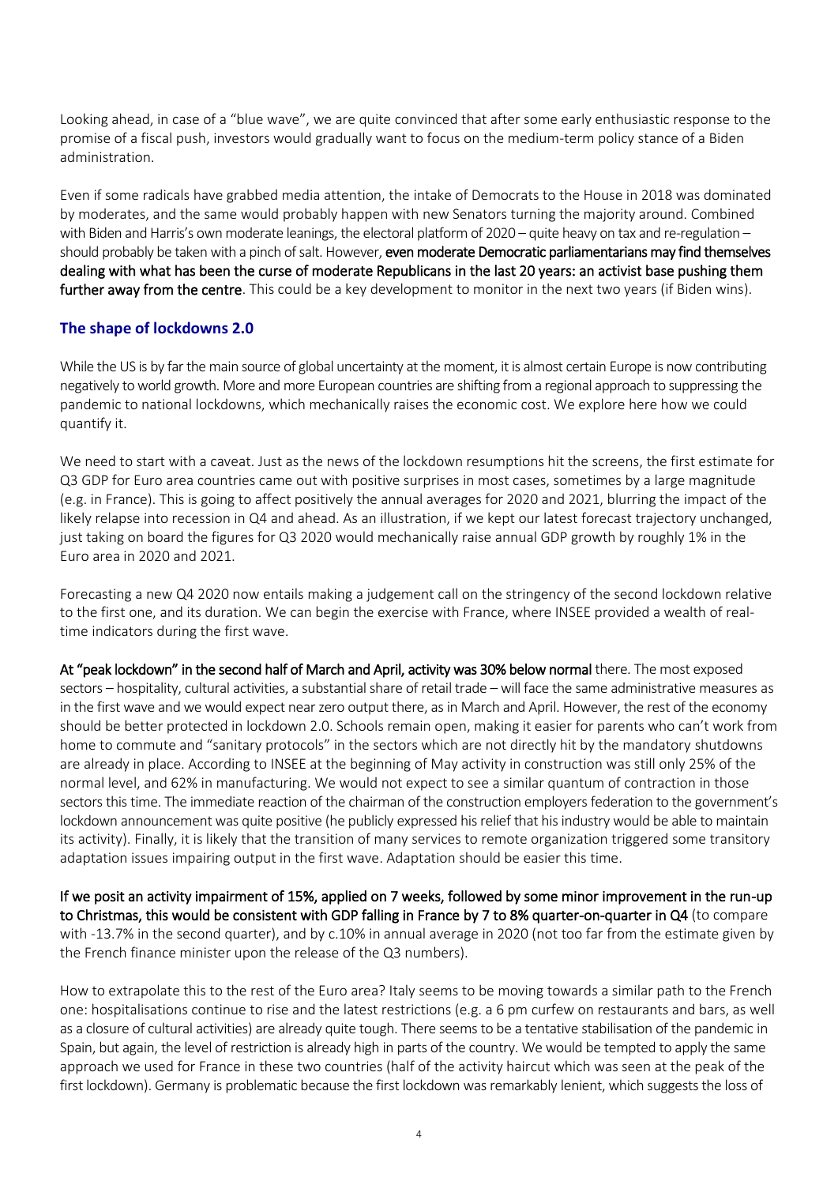Looking ahead, in case of a "blue wave", we are quite convinced that after some early enthusiastic response to the promise of a fiscal push, investors would gradually want to focus on the medium-term policy stance of a Biden administration.

Even if some radicals have grabbed media attention, the intake of Democrats to the House in 2018 was dominated by moderates, and the same would probably happen with new Senators turning the majority around. Combined with Biden and Harris's own moderate leanings, the electoral platform of 2020 – quite heavy on tax and re-regulation – should probably be taken with a pinch of salt. However, **even moderate Democratic parliamentarians may find themselves dealing with what has been the curse of moderate Republicans in the last 20 years: an activist base pushing them further away from the centre**. This could be a key development to monitor in the next two years (if Biden wins).

## The shape of lockdowns 2.0

While the US is by far the main source of global uncertainty at the moment, it is almost certain Europe is now contributing negatively to world growth. More and more European countries are shifting from a regional approach to suppressing the pandemic to national lockdowns, which mechanically raises the economic cost. We explore here how we could quantify it.

We need to start with a caveat. Just as the news of the lockdown resumptions hit the screens, the first estimate for Q3 GDP for Euro area countries came out with positive surprises in most cases, sometimes by a large magnitude (e.g. in France). This is going to affect positively the annual averages for 2020 and 2021, blurring the impact of the likely relapse into recession in Q4 and ahead. As an illustration, if we kept our latest forecast trajectory unchanged, just taking on board the figures for Q3 2020 would mechanically raise annual GDP growth by roughly 1% in the Euro area in 2020 and 2021.

Forecasting a new Q4 2020 now entails making a judgement call on the stringency of the second lockdown relative to the first one, and its duration. We can begin the exercise with France, where INSEE provided a wealth of real-time indicators during the first wave.

**At "peak lockdown" in the second half of March and April, activity was 30% below normal** there. The most exposed sectors – hospitality, cultural activities, a substantial share of retail trade – will face the same administrative measures as in the first wave and we would expect near zero output there, as in March and April. However, the rest of the economy should be better protected in lockdown 2.0. Schools remain open, making it easier for parents who can't work from home to commute and "sanitary protocols" in the sectors which are not directly hit by the mandatory shutdowns are already in place. According to INSEE at the beginning of May activity in construction was still only 25% of the normal level, and 62% in manufacturing. We would not expect to see a similar quantum of contraction in those sectors this time. The immediate reaction of the chairman of the construction employers federation to the government's lockdown announcement was quite positive (he publicly expressed his relief that his industry would be able to maintain its activity). Finally, it is likely that the transition of many services to remote organization triggered some transitory adaptation issues impairing output in the first wave. Adaptation should be easier this time.

**If we posit an activity impairment of 15%, applied on 7 weeks, followed by some minor improvement in the run-up to Christmas, this would be consistent with GDP falling in France by 7 to 8% quarter-on-quarter in Q4** (to compare with -13.7% in the second quarter), and by c.10% in annual average in 2020 (not too far from the estimate given by the French finance minister upon the release of the Q3 numbers).

How to extrapolate this to the rest of the Euro area? Italy seems to be moving towards a similar path to the French one: hospitalisations continue to rise and the latest restrictions (e.g. a 6 pm curfew on restaurants and bars, as well as a closure of cultural activities) are already quite tough. There seems to be a tentative stabilisation of the pandemic in Spain, but again, the level of restriction is already high in parts of the country. We would be tempted to apply the same approach we used for France in these two countries (half of the activity haircut which was seen at the peak of the first lockdown). Germany is problematic because the first lockdown was remarkably lenient, which suggests the loss of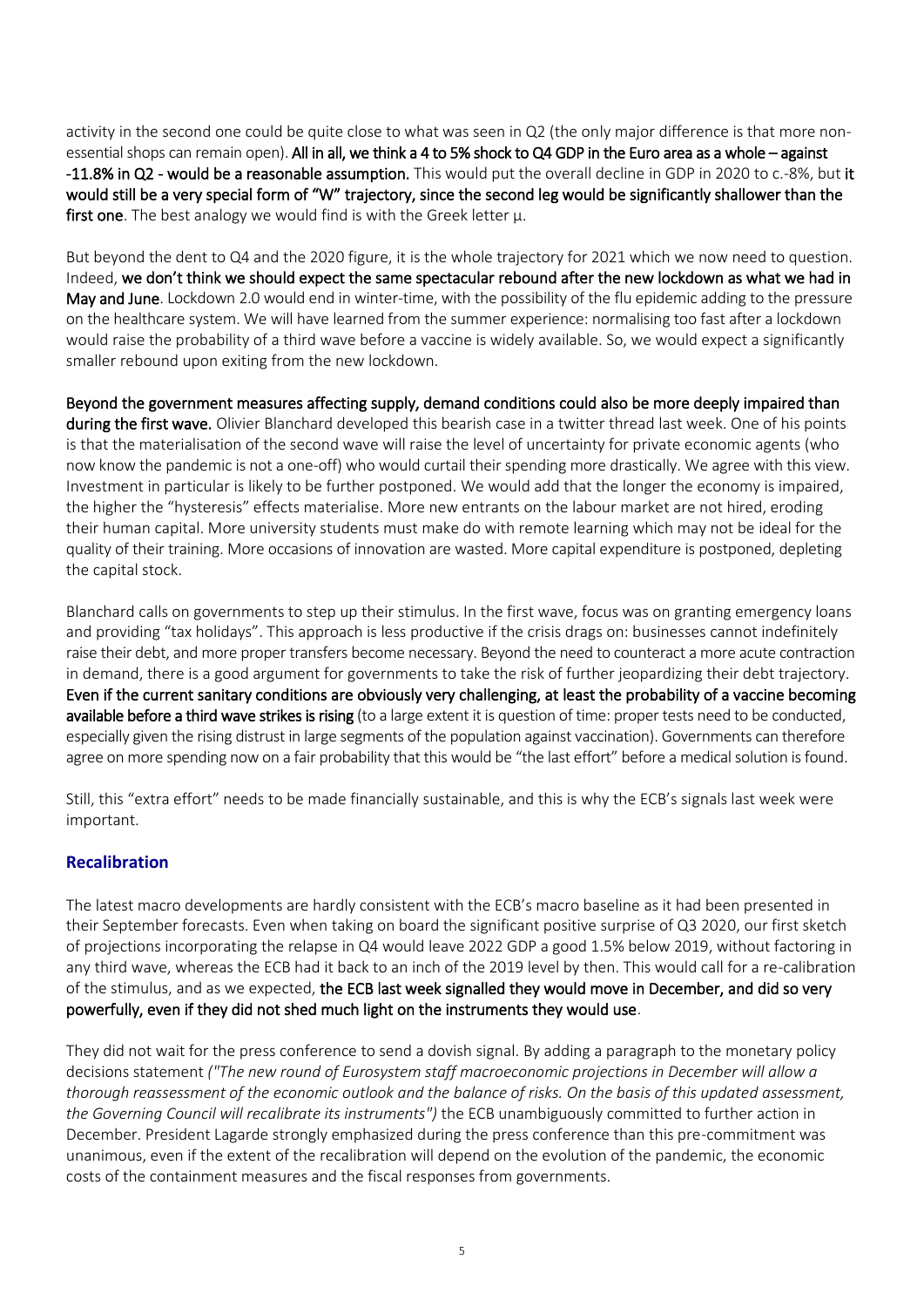activity in the second one could be quite close to what was seen in Q2 (the only major difference is that more non-essential shops can remain open). **All in all, we think a 4 to 5% shock to Q4 GDP in the Euro area as a whole – against -11.8% in Q2 - would be a reasonable assumption.** This would put the overall decline in GDP in 2020 to c.-8%, but **it would still be a very special form of "W" trajectory, since the second leg would be significantly shallower than the first one**. The best analogy we would find is with the Greek letter μ.

But beyond the dent to Q4 and the 2020 figure, it is the whole trajectory for 2021 which we now need to question. Indeed, **we don't think we should expect the same spectacular rebound after the new lockdown as what we had in May and June**. Lockdown 2.0 would end in winter-time, with the possibility of the flu epidemic adding to the pressure on the healthcare system. We will have learned from the summer experience: normalising too fast after a lockdown would raise the probability of a third wave before a vaccine is widely available. So, we would expect a significantly smaller rebound upon exiting from the new lockdown.

**Beyond the government measures affecting supply, demand conditions could also be more deeply impaired than during the first wave.** Olivier Blanchard developed this bearish case in a twitter thread last week. One of his points is that the materialisation of the second wave will raise the level of uncertainty for private economic agents (who now know the pandemic is not a one-off) who would curtail their spending more drastically. We agree with this view. Investment in particular is likely to be further postponed. We would add that the longer the economy is impaired, the higher the "hysteresis" effects materialise. More new entrants on the labour market are not hired, eroding their human capital. More university students must make do with remote learning which may not be ideal for the quality of their training. More occasions of innovation are wasted. More capital expenditure is postponed, depleting the capital stock.

Blanchard calls on governments to step up their stimulus. In the first wave, focus was on granting emergency loans and providing "tax holidays". This approach is less productive if the crisis drags on: businesses cannot indefinitely raise their debt, and more proper transfers become necessary. Beyond the need to counteract a more acute contraction in demand, there is a good argument for governments to take the risk of further jeopardizing their debt trajectory. **Even if the current sanitary conditions are obviously very challenging, at least the probability of a vaccine becoming available before a third wave strikes is rising** (to a large extent it is question of time: proper tests need to be conducted, especially given the rising distrust in large segments of the population against vaccination). Governments can therefore agree on more spending now on a fair probability that this would be "the last effort" before a medical solution is found.

Still, this "extra effort" needs to be made financially sustainable, and this is why the ECB's signals last week were important.

## Recalibration

The latest macro developments are hardly consistent with the ECB's macro baseline as it had been presented in their September forecasts. Even when taking on board the significant positive surprise of Q3 2020, our first sketch of projections incorporating the relapse in Q4 would leave 2022 GDP a good 1.5% below 2019, without factoring in any third wave, whereas the ECB had it back to an inch of the 2019 level by then. This would call for a re-calibration of the stimulus, and as we expected, **the ECB last week signalled they would move in December, and did so very powerfully, even if they did not shed much light on the instruments they would use**.

They did not wait for the press conference to send a dovish signal. By adding a paragraph to the monetary policy decisions statement *("The new round of Eurosystem staff macroeconomic projections in December will allow a thorough reassessment of the economic outlook and the balance of risks. On the basis of this updated assessment, the Governing Council will recalibrate its instruments")* the ECB unambiguously committed to further action in December. President Lagarde strongly emphasized during the press conference than this pre-commitment was unanimous, even if the extent of the recalibration will depend on the evolution of the pandemic, the economic costs of the containment measures and the fiscal responses from governments.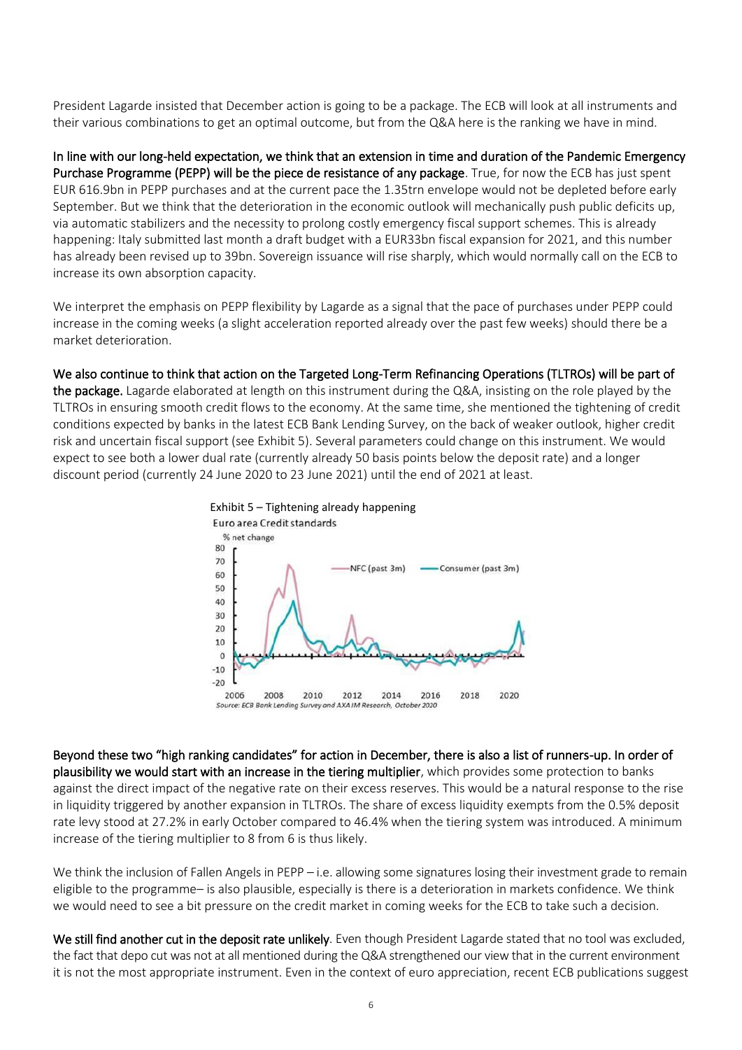President Lagarde insisted that December action is going to be a package. The ECB will look at all instruments and their various combinations to get an optimal outcome, but from the Q&A here is the ranking we have in mind.

**In line with our long-held expectation, we think that an extension in time and duration of the Pandemic Emergency Purchase Programme (PEPP) will be the piece de resistance of any package**. True, for now the ECB has just spent EUR 616.9bn in PEPP purchases and at the current pace the 1.35trn envelope would not be depleted before early September. But we think that the deterioration in the economic outlook will mechanically push public deficits up, via automatic stabilizers and the necessity to prolong costly emergency fiscal support schemes. This is already happening: Italy submitted last month a draft budget with a EUR33bn fiscal expansion for 2021, and this number has already been revised up to 39bn. Sovereign issuance will rise sharply, which would normally call on the ECB to increase its own absorption capacity.

We interpret the emphasis on PEPP flexibility by Lagarde as a signal that the pace of purchases under PEPP could increase in the coming weeks (a slight acceleration reported already over the past few weeks) should there be a market deterioration.

**We also continue to think that action on the Targeted Long-Term Refinancing Operations (TLTROs) will be part of the package.** Lagarde elaborated at length on this instrument during the Q&A, insisting on the role played by the TLTROs in ensuring smooth credit flows to the economy. At the same time, she mentioned the tightening of credit conditions expected by banks in the latest ECB Bank Lending Survey, on the back of weaker outlook, higher credit risk and uncertain fiscal support (see Exhibit 5). Several parameters could change on this instrument. We would expect to see both a lower dual rate (currently already 50 basis points below the deposit rate) and a longer discount period (currently 24 June 2020 to 23 June 2021) until the end of 2021 at least.

Exhibit 5 – Tightening already happening

Euro area Credit standards

Source: ECB Bank Lending Survey and AXA IM Research, October 2020

**Beyond these two "high ranking candidates" for action in December, there is also a list of runners-up. In order of plausibility we would start with an increase in the tiering multiplier**, which provides some protection to banks against the direct impact of the negative rate on their excess reserves. This would be a natural response to the rise in liquidity triggered by another expansion in TLTROs. The share of excess liquidity exempts from the 0.5% deposit rate levy stood at 27.2% in early October compared to 46.4% when the tiering system was introduced. A minimum increase of the tiering multiplier to 8 from 6 is thus likely.

We think the inclusion of Fallen Angels in PEPP – i.e. allowing some signatures losing their investment grade to remain eligible to the programme– is also plausible, especially is there is a deterioration in markets confidence. We think we would need to see a bit pressure on the credit market in coming weeks for the ECB to take such a decision.

**We still find another cut in the deposit rate unlikely**. Even though President Lagarde stated that no tool was excluded, the fact that depo cut was not at all mentioned during the Q&A strengthened our view that in the current environment it is not the most appropriate instrument. Even in the context of euro appreciation, recent ECB publications suggest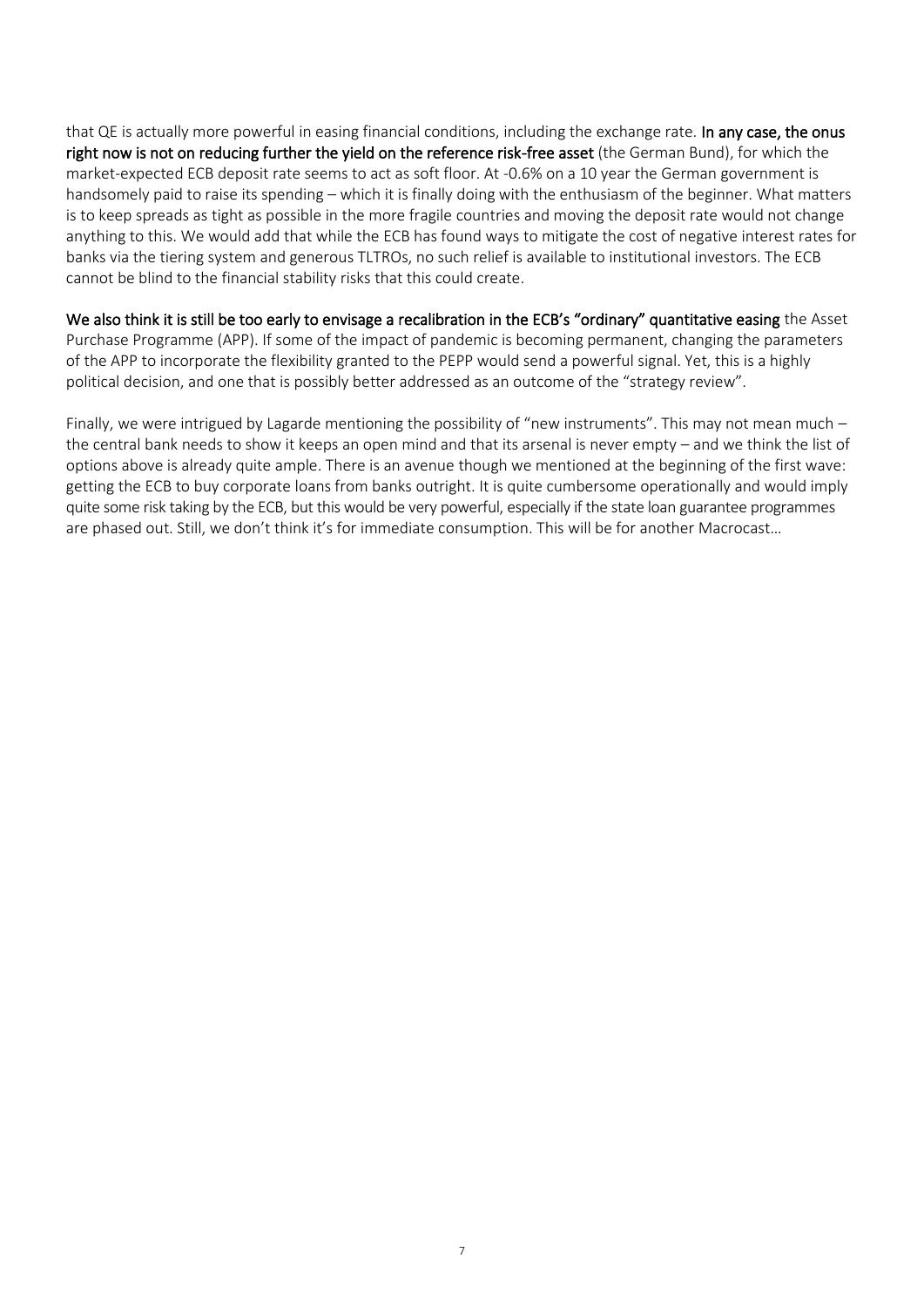that QE is actually more powerful in easing financial conditions, including the exchange rate. **In any case, the onus right now is not on reducing further the yield on the reference risk-free asset** (the German Bund), for which the market-expected ECB deposit rate seems to act as soft floor. At -0.6% on a 10 year the German government is handsomely paid to raise its spending – which it is finally doing with the enthusiasm of the beginner. What matters is to keep spreads as tight as possible in the more fragile countries and moving the deposit rate would not change anything to this. We would add that while the ECB has found ways to mitigate the cost of negative interest rates for banks via the tiering system and generous TLTROs, no such relief is available to institutional investors. The ECB cannot be blind to the financial stability risks that this could create.

**We also think it is still be too early to envisage a recalibration in the ECB's "ordinary" quantitative easing** the Asset Purchase Programme (APP). If some of the impact of pandemic is becoming permanent, changing the parameters of the APP to incorporate the flexibility granted to the PEPP would send a powerful signal. Yet, this is a highly political decision, and one that is possibly better addressed as an outcome of the "strategy review".

Finally, we were intrigued by Lagarde mentioning the possibility of "new instruments". This may not mean much – the central bank needs to show it keeps an open mind and that its arsenal is never empty – and we think the list of options above is already quite ample. There is an avenue though we mentioned at the beginning of the first wave: getting the ECB to buy corporate loans from banks outright. It is quite cumbersome operationally and would imply quite some risk taking by the ECB, but this would be very powerful, especially if the state loan guarantee programmes are phased out. Still, we don't think it's for immediate consumption. This will be for another Macrocast…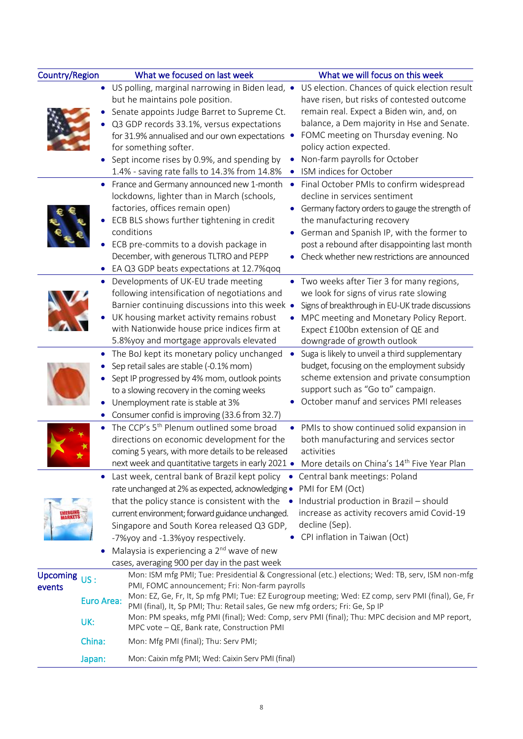| Country/Region | What we focused on last week | What we will focus on this week |
|---|---|---|
| US | • US polling, marginal narrowing in Biden lead, but he maintains pole position.<br>• Senate appoints Judge Barret to Supreme Ct.<br>• Q3 GDP records 33.1%, versus expectations for 31.9% annualised and our own expectations for something softer.<br>• Sept income rises by 0.9%, and spending by 1.4% - saving rate falls to 14.3% from 14.8% | • US election. Chances of quick election result have risen, but risks of contested outcome remain real. Expect a Biden win, and, on balance, a Dem majority in Hse and Senate.<br>• FOMC meeting on Thursday evening. No policy action expected.<br>• Non-farm payrolls for October<br>• ISM indices for October |
| Euro Area | • France and Germany announced new 1-month lockdowns, lighter than in March (schools, factories, offices remain open)<br>• ECB BLS shows further tightening in credit conditions<br>• ECB pre-commits to a dovish package in December, with generous TLTRO and PEPP<br>• EA Q3 GDP beats expectations at 12.7%qoq | • Final October PMIs to confirm widespread decline in services sentiment<br>• Germany factory orders to gauge the strength of the manufacturing recovery<br>• German and Spanish IP, with the former to post a rebound after disappointing last month<br>• Check whether new restrictions are announced |
| UK | • Developments of UK-EU trade meeting following intensification of negotiations and Barnier continuing discussions into this week<br>• UK housing market activity remains robust with Nationwide house price indices firm at 5.8%yoy and mortgage approvals elevated | • Two weeks after Tier 3 for many regions, we look for signs of virus rate slowing<br>• Signs of breakthrough in EU-UK trade discussions<br>• MPC meeting and Monetary Policy Report. Expect £100bn extension of QE and downgrade of growth outlook |
| Japan | • The BoJ kept its monetary policy unchanged<br>• Sep retail sales are stable (-0.1% mom)<br>• Sept IP progressed by 4% mom, outlook points to a slowing recovery in the coming weeks<br>• Unemployment rate is stable at 3%<br>• Consumer confid is improving (33.6 from 32.7) | • Suga is likely to unveil a third supplementary budget, focusing on the employment subsidy scheme extension and private consumption support such as "Go to" campaign.<br>• October manuf and services PMI releases |
| China | • The CCP's 5th Plenum outlined some broad directions on economic development for the coming 5 years, with more details to be released next week and quantitative targets in early 2021 | • PMIs to show continued solid expansion in both manufacturing and services sector activities<br>• More details on China's 14th Five Year Plan |
| Emerging Markets | • Last week, central bank of Brazil kept policy rate unchanged at 2% as expected, acknowledging that the policy stance is consistent with the current environment; forward guidance unchanged. Singapore and South Korea released Q3 GDP, -7%yoy and -1.3%yoy respectively.<br>• Malaysia is experiencing a 2nd wave of new cases, averaging 900 per day in the past week | • Central bank meetings: Poland<br>• PMI for EM (Oct)<br>• Industrial production in Brazil – should increase as activity recovers amid Covid-19 decline (Sep).<br>• CPI inflation in Taiwan (Oct) |

| Upcoming events | | |
|---|---|---|
| | US : | Mon: ISM mfg PMI; Tue: Presidential & Congressional (etc.) elections; Wed: TB, serv, ISM non-mfg PMI, FOMC announcement; Fri: Non-farm payrolls |
| | Euro Area: | Mon: EZ, Ge, Fr, It, Sp mfg PMI; Tue: EZ Eurogroup meeting; Wed: EZ comp, serv PMI (final), Ge, Fr PMI (final), It, Sp PMI; Thu: Retail sales, Ge new mfg orders; Fri: Ge, Sp IP |
| | UK: | Mon: PM speaks, mfg PMI (final); Wed: Comp, serv PMI (final); Thu: MPC decision and MP report, MPC vote – QE, Bank rate, Construction PMI |
| | China: | Mon: Mfg PMI (final); Thu: Serv PMI; |
| | Japan: | Mon: Caixin mfg PMI; Wed: Caixin Serv PMI (final) |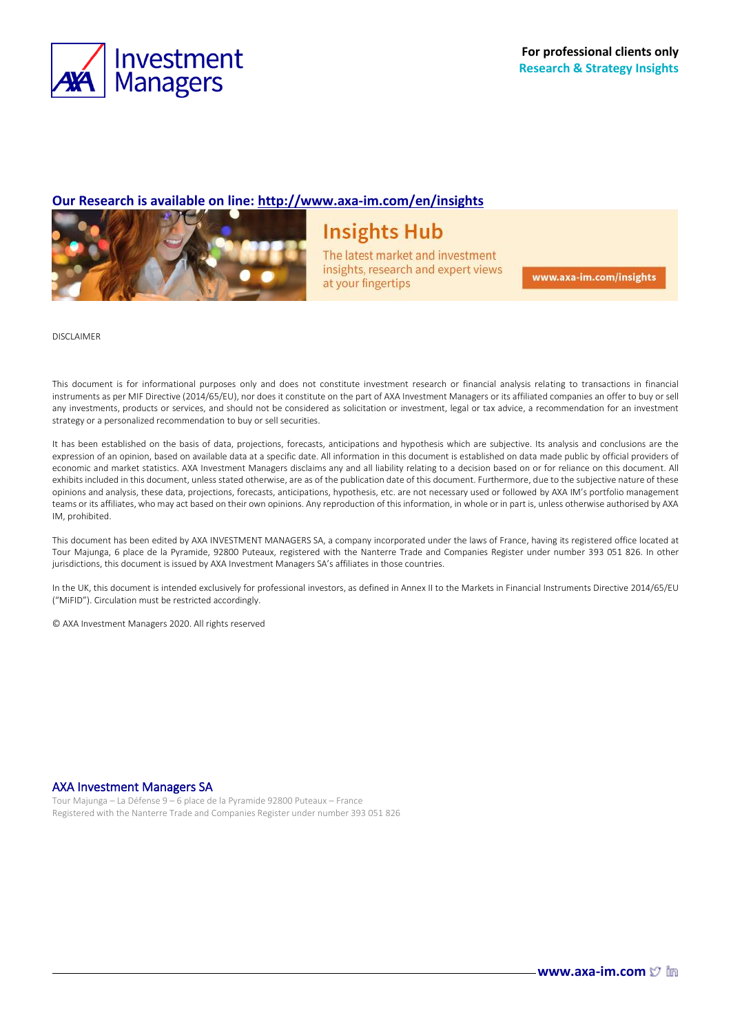For professional clients only
Research & Strategy Insights

**Our Research is available on line: [http://www.axa-im.com/en/insights](http://www.axa-im.com/en/insights)**

## Insights Hub

The latest market and investment insights, research and expert views at your fingertips

www.axa-im.com/insights

DISCLAIMER

This document is for informational purposes only and does not constitute investment research or financial analysis relating to transactions in financial instruments as per MIF Directive (2014/65/EU), nor does it constitute on the part of AXA Investment Managers or its affiliated companies an offer to buy or sell any investments, products or services, and should not be considered as solicitation or investment, legal or tax advice, a recommendation for an investment strategy or a personalized recommendation to buy or sell securities.

It has been established on the basis of data, projections, forecasts, anticipations and hypothesis which are subjective. Its analysis and conclusions are the expression of an opinion, based on available data at a specific date. All information in this document is established on data made public by official providers of economic and market statistics. AXA Investment Managers disclaims any and all liability relating to a decision based on or for reliance on this document. All exhibits included in this document, unless stated otherwise, are as of the publication date of this document. Furthermore, due to the subjective nature of these opinions and analysis, these data, projections, forecasts, anticipations, hypothesis, etc. are not necessary used or followed by AXA IM's portfolio management teams or its affiliates, who may act based on their own opinions. Any reproduction of this information, in whole or in part is, unless otherwise authorised by AXA IM, prohibited.

This document has been edited by AXA INVESTMENT MANAGERS SA, a company incorporated under the laws of France, having its registered office located at Tour Majunga, 6 place de la Pyramide, 92800 Puteaux, registered with the Nanterre Trade and Companies Register under number 393 051 826. In other jurisdictions, this document is issued by AXA Investment Managers SA's affiliates in those countries.

In the UK, this document is intended exclusively for professional investors, as defined in Annex II to the Markets in Financial Instruments Directive 2014/65/EU ("MiFID"). Circulation must be restricted accordingly.

© AXA Investment Managers 2020. All rights reserved

**AXA Investment Managers SA**
Tour Majunga – La Défense 9 – 6 place de la Pyramide 92800 Puteaux – France
Registered with the Nanterre Trade and Companies Register under number 393 051 826

**www.axa-im.com**